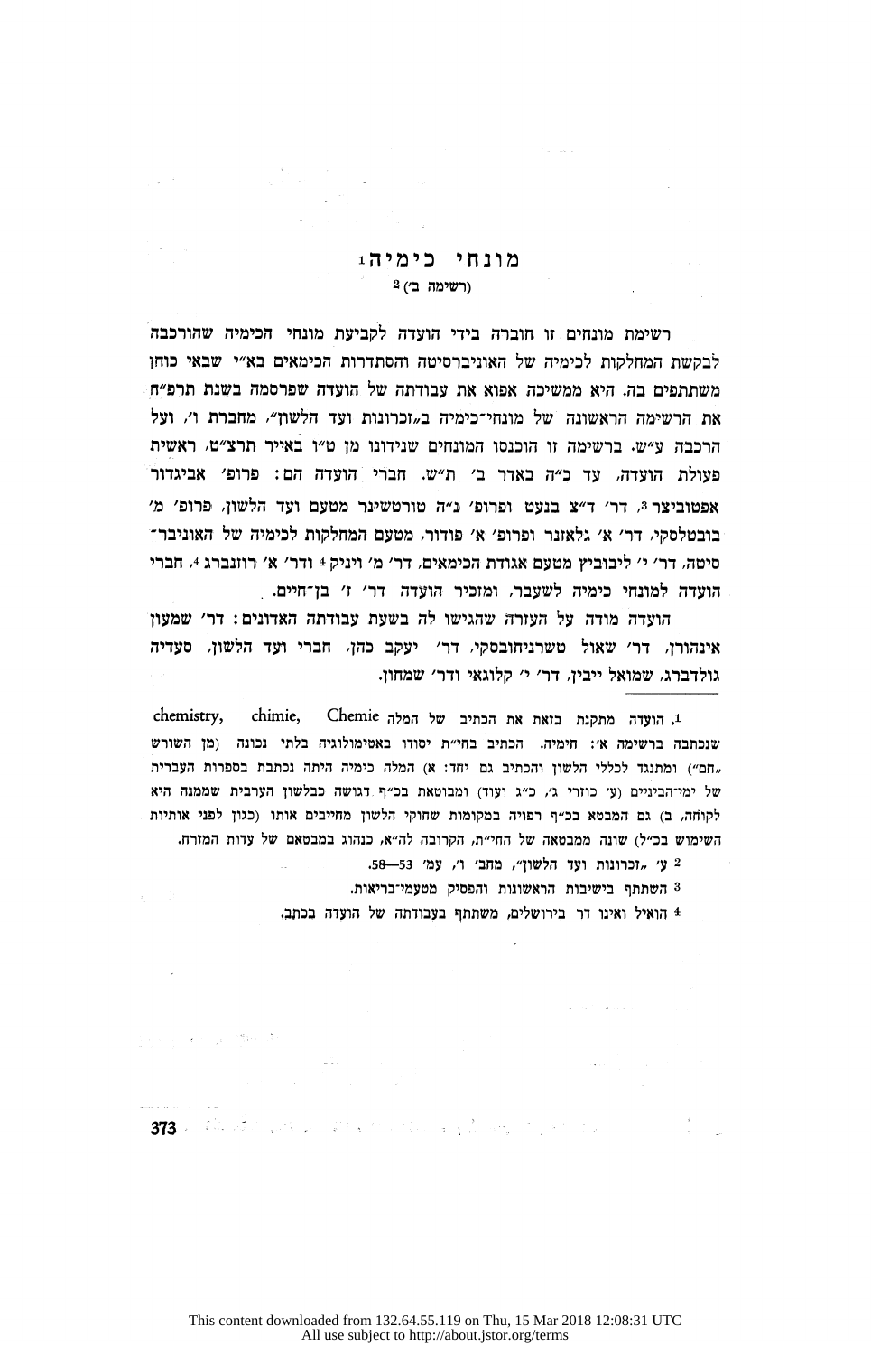# מונחי כימיה[1]

(רשימה ב׳) [2]

רשימת מונחים זו חוברה בידי הועדה לקביעת מונחי הכימיה שהורכבה לבקשת המחלקות לכימיה של האוניברסיטה והסתדרות הכימאים בא״י שבאי כוחן משתתפים בה. היא ממשיכה אפוא את עבודתה של הועדה שפרסמה בשנת תרפ״ח את הרשימה הראשונה של מונחי־כימיה ב„זכרונות ועד הלשון״, מחברת ו׳, ועל הרכבה ע״ש. ברשימה זו הוכנסו המונחים שנידונו מן ט״ו באייר תרצ״ט, ראשית פעולת הועדה, עד כ״ה באדר ב׳ ת״ש. חברי הועדה הם: פרופ׳ אביגדור אפטוביצר [3], דר׳ ד״צ בנעט ופרופ׳ נ״ה טורטשינר מטעם ועד הלשון, פרופ׳ מ׳ בובטלסקי, דר׳ א׳ גלאזנר ופרופ׳ א׳ פודור, מטעם המחלקות לכימיה של האוניבר־סיטה, דר׳ י׳ ליבוביץ מטעם אגודת הכימאים, דר׳ מ׳ ויניק [4] ודר׳ א׳ רוזנברג [4], חברי הועדה למונחי כימיה לשעבר, ומזכיר הועדה דר׳ ז׳ בן־חיים.

הועדה מודה על העזרה שהגישו לה בשעת עבודתה האדונים: דר׳ שמעון אינהורן, דר׳ שאול טשרניחובסקי, דר׳ יעקב כהן, חברי ועד הלשון, סעדיה גולדברג, שמואל ייבין, דר׳ י׳ קלוגאי ודר׳ שמחון.

---

[1] הועדה מתקנת בזאת את הכתיב של המלה chemistry, chimie, Chemie שנכתבה ברשימה א׳: חימיה. הכתיב בחי״ת יסודו באטימולוגיה בלתי נכונה (מן השורש „חם״) ומתנגד לכללי הלשון והכתיב גם יחד: א) המלה כימיה היתה נכתבת בספרות העברית של ימי־הביניים (ע׳ כוזרי ג׳, כ״ג ועוד) ומבוטאת בכ״ף דגושה כבלשון הערבית שממנה היא לקוחה, ב) גם המבטא בכ״ף רפויה במקומות שחוקי הלשון מחייבים אותו (כגון לפני אותיות השימוש בכ״ל) שונה ממבטאה של החי״ת, הקרובה לה״א, כנהוג במבטאם של עדות המזרח.

[2] ע׳ „זכרונות ועד הלשון״, מחב׳ ו׳, עמ׳ 53—58.

[3] השתתף בישיבות הראשונות והפסיק מטעמי־בריאות.

[4] הואיל ואינו דר בירושלים, משתתף בעבודתה של הועדה בכתב.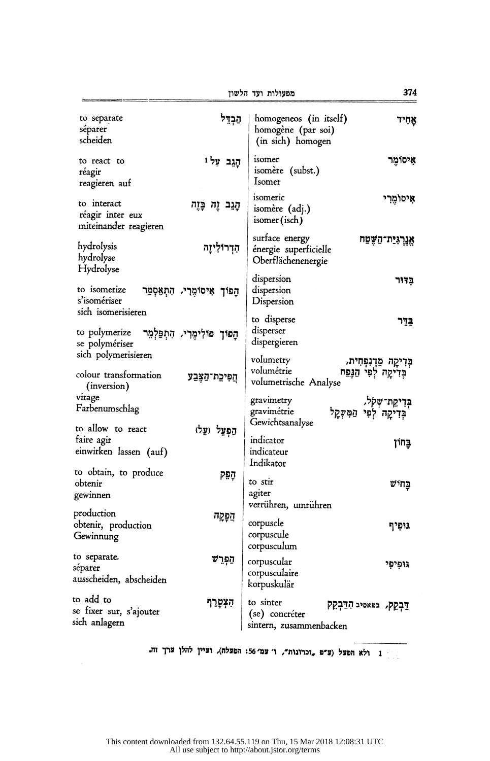| | |
|---|---|
| אָחִיד | homogeneos (in itself)<br>homogène (par soi)<br>(in sich) homogen |
| אִיסוֹמֶר | isomer<br>isomère (subst.)<br>Isomer |
| אִיסוֹמֶרִי | isomeric<br>isomère (adj.)<br>isomer(isch) |
| אֱנֶרְגִּיַּת־הַשֶּׁטַח | surface energy<br>énergie superficielle<br>Oberflächenenergie |
| בִּדּוּר | dispersion<br>dispersion<br>Dispersion |
| בִּדֵּר | to disperse<br>disperser<br>dispergieren |
| בְּדִיקָה מַדְנַפְחִית, בְּדִיקָה לְפִי הַנֶּפַח | volumetry<br>volumétrie<br>volumetrische Analyse |
| בְּדִיקַת־שֶׁקֶל, בְּדִיקָה לְפִי הַמִּשְׁקָל | gravimetry<br>gravimétrie<br>Gewichtsanalyse |
| בָּחוֹן | indicator<br>indicateur<br>Indikator |
| בָּחוֹשׁ | to stir<br>agiter<br>verrühren, umrühren |
| גּוּפִיף | corpuscle<br>corpuscule<br>corpusculum |
| גּוּפִיפִי | corpuscular<br>corpusculaire<br>korpuskulär |
| דִּבְקֵק, בפאסיב הִדַּבְקֵק | to sinter<br>(se) concréter<br>sintern, zusammenbacken |
| הִבְדִּיל | to separate<br>séparer<br>scheiden |
| הָגֵב עַל [1] | to react to<br>réagir<br>reagieren auf |
| הָגֵב זֶה בָּזֶה | to interact<br>réagir inter eux<br>miteinander reagieren |
| הִדְרוֹלִיזָה | hydrolysis<br>hydrolyse<br>Hydrolyse |
| הָפוֹךְ אִיסוֹמֶרִי, הִתְאַסְמֵר | to isomerize<br>s'isomériser<br>sich isomerisieren |
| הָפוֹךְ פּוֹלִימֶרִי, הִתְפַּלְמֵר | to polymerize<br>se polymériser<br>sich polymerisieren |
| הֲפִיכַת־הַצֶּבַע | colour transformation (inversion)<br>virage<br>Farbenumschlag |
| הַפְעֵל (עַל) | to allow to react<br>faire agir<br>einwirken lassen (auf) |
| הָפֵק | to obtain, to produce<br>obtenir<br>gewinnen |
| הֲפָקָה | production<br>obtenir, production<br>Gewinnung |
| הַפְרֵשׁ | to separate.<br>séparer<br>ausscheiden, abscheiden |
| הִצְטָרֵף | to add to<br>se fixer sur, s'ajouter<br>sich anlagern |

[1] ולא הפעל (ע"פ „זכרונות", ו' עמ' 56: הפעלה), ועיין להלן ערך זה.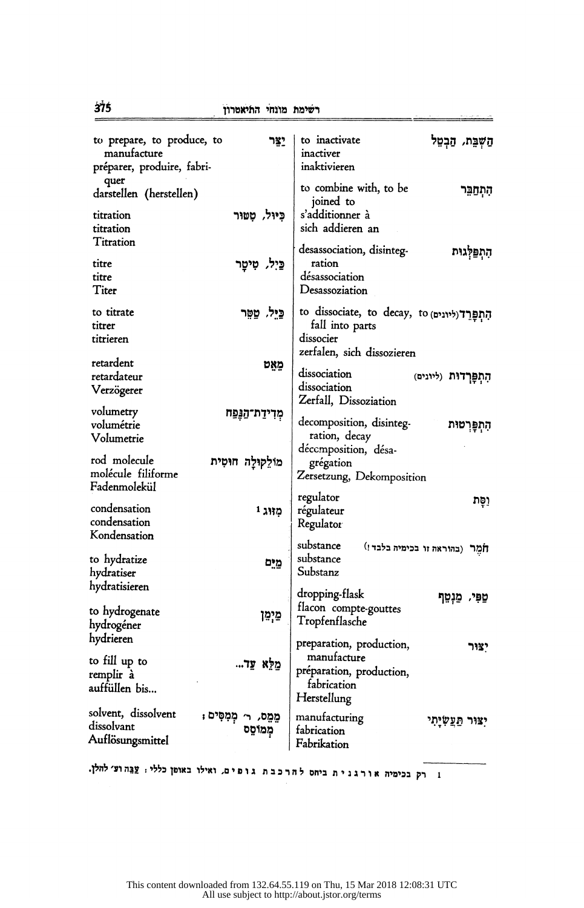to prepare, to produce, to manufacture
préparer, produire, fabriquer
darstellen (herstellen)
יָצֵר

titration
titration
Titration
כִּיּוּל, טִטּוּר

titre
titre
Titer
כַּיִל, טִיטָר

to titrate
titrer
titrieren
כַּיֵּל, טַטֵּר

retardent
retardateur
Verzögerer
מְאַט

volumetry
volumétrie
Volumetrie
מְדִידַת־הַנֶּפַח

rod molecule
molécule filiforme
Fadenmolekül
מוֹלֶקוּלָה חוּטִית

condensation
condensation
Kondensation
מִזּוּג [1]

to hydratize
hydratiser
hydratisieren
מַיֵּם

to hydrogenate
hydrogéner
hydrieren
מַיְמֵן

to fill up to
remplir à
auffüllen bis...
מַלֵּא עַד...

solvent, dissolvent
dissolvant
Auflösungsmittel
מֵמֵס, ר׳ מְמַסִּים; מְמוֹסֵס

to inactivate
inactiver
inaktivieren
הַשְׁבֵּת, הַבְטֵל

to combine with, to be joined to
s'additionner à
sich addieren an
הִתְחַבֵּר

desassociation, disintegration
désassociation
Desassoziation
הִתְפַּלְּגוּת

to dissociate, to decay, to fall into parts
dissocier
zerfalen, sich dissozieren
הִתְפָּרֵד (ליונים)

dissociation
dissociation
Zerfall, Dissoziation
הִתְפָּרְדוּת (ליונים)

decomposition, disintegration, decay
déccmposition, désagrégation
Zersetzung, Dekomposition
הִתְפָּרְטוּת

regulator
régulateur
Regulator
וַסָּת

substance
substance
Substanz
חֹמֶר (בהוראה זו בכימיה בלבד!)

dropping-flask
flacon compte-gouttes
Tropfenflasche
טַפִּי, מַנְטֵף

preparation, production, manufacture
préparation, production, fabrication
Herstellung
יִצּוּר

manufacturing
fabrication
Fabrikation
יִצּוּר תַּעֲשִׂיָּתִי

---

1 רק בכימיה אורגנית ביחס להרכבת גופים, ואילו באופן כללי: צִבָּה וע׳ להלן.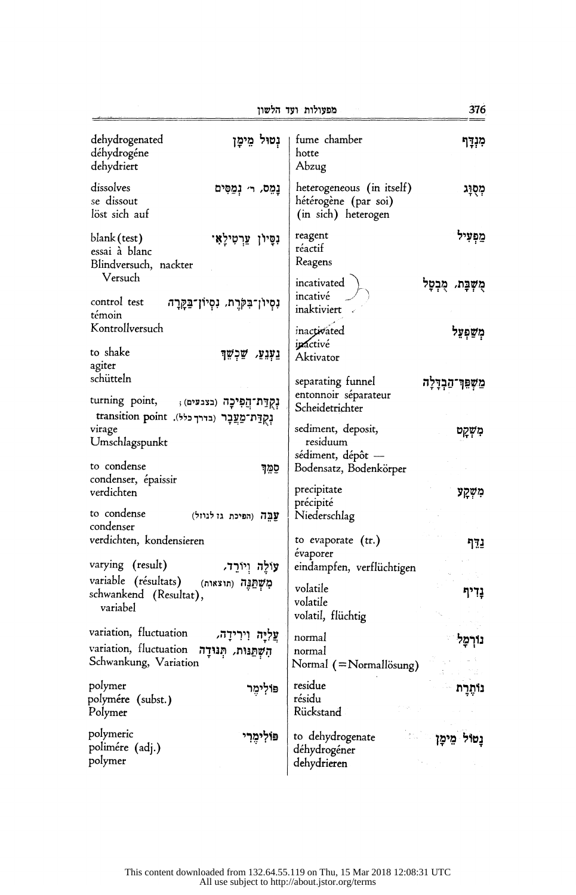| | |
|---|---|
| dehydrogenated<br>déhydrogéne<br>dehydriert | נָטוּל מֵימָן |
| dissolves<br>se dissout<br>löst sich auf | נָמֵס, ר׳ נְמַסִּים |
| blank (test)<br>essai à blanc<br>Blindversuch, nackter Versuch | נִסָּיוֹן עַרְטִילָאִי |
| control test<br>témoin<br>Kontrollversuch | נִסְיוֹן־בִּקֹּרֶת, נִסְיוֹן־בַּקָּרָה |
| to shake<br>agiter<br>schütteln | נִעְנֵעַ, שִׁכְשֵׁךְ |
| turning point, transition point<br>virage<br>Umschlagspunkt | נְקֻדַּת־הֲפִיכָה (בצבעים); נְקֻדַּת־מַעֲבָר (בדרך כלל). |
| to condense<br>condenser, épaissir<br>verdichten | סִמֵּךְ |
| to condense<br>condenser<br>verdichten, kondensieren | עִבָּה (הפיכת גז לנוזל) |
| varying (result)<br>variable (résultats)<br>schwankend (Resultat), variabel | עוֹלֶה וְיוֹרֵד, מִשְׁתַּנֶּה (תוצאות) |
| variation, fluctuation<br>variation, fluctuation<br>Schwankung, Variation | עֲלִיָּה וִירִידָה, הִשְׁתַּנּוּת, תְּנוּדָה |
| polymer<br>polymére (subst.)<br>Polymer | פּוֹלִימֶר |
| polymeric<br>polimére (adj.)<br>polymer | פּוֹלִימֶרִי |
| fume chamber<br>hotte<br>Abzug | מִנְדָּף |
| heterogeneous (in itself)<br>hétérogène (par soi)<br>(in sich) heterogen | מְסֻוָּג |
| reagent<br>réactif<br>Reagens | מַפְעִיל |
| incativated<br>incativé<br>inaktiviert | מְשֻׁבָּת, מְבֻטָּל |
| inactivated<br>inactivé<br>Aktivator | מְשַׁפְעֵל |
| separating funnel<br>entonnoir séparateur<br>Scheidetrichter | מַשְׁפֵּךְ־הַבְדָּלָה |
| sediment, deposit, residuum<br>sédiment, dépôt —<br>Bodensatz, Bodenkörper | מִשְׁקָע |
| precipitate<br>précipité<br>Niederschlag | מִשְׁקָע |
| to evaporate (tr.)<br>évaporer<br>eindampfen, verflüchtigen | נִדֵּף |
| volatile<br>volatile<br>volatil, flüchtig | נָדִיף |
| normal<br>normal<br>Normal (=Normallösung) | נוֹרְמָל |
| residue<br>résidu<br>Rückstand | נוֹתֶרֶת |
| to dehydrogenate<br>déhydrogéner<br>dehydrieren | נָטוּל מֵימָן |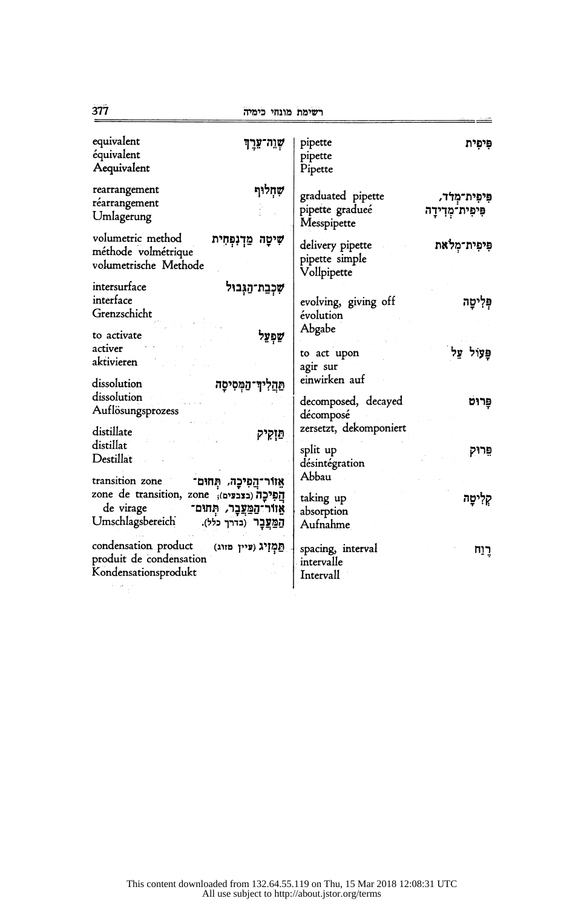| English / Français / Deutsch | עברית |
| --- | --- |
| equivalent<br>équivalent<br>Aequivalent | שְׁוֵה־עֵרֶךְ |
| rearrangement<br>réarrangement<br>Umlagerung | שִׁחְלוּף |
| volumetric method<br>méthode volmétrique<br>volumetrische Methode | שִׁיטָה מַדְנִפְחִית |
| intersurface<br>interface<br>Grenzschicht | שִׁכְבַת־הַגְּבוּל |
| to activate<br>activer<br>aktivieren | שִׁפְעֵל |
| dissolution<br>dissolution<br>Auflösungsprozess | תַּהֲלִיךְ־הַמְּסִיסָה |
| distillate<br>distillat<br>Destillat | תַּזְקִיק |
| transition zone<br>zone de transition, zone de virage<br>Umschlagsbereich | אֵזוֹר־הֲפִיכָה, תְּחוּם־הֲפִיכָה (בצבעים); אֵזוֹר־הַמַּעֲבָר, תְּחוּם־הַמַּעֲבָר (בדרך כלל). |
| condensation product<br>produit de condensation<br>Kondensationsprodukt | תַּמְזִיג (עיין מזוג) |
| pipette<br>pipette<br>Pipette | פִּיפִית |
| graduated pipette<br>pipette gradueé<br>Messpipette | פִּיפִית־מְדֹּד, פִּיפִית־מְדִידָה |
| delivery pipette<br>pipette simple<br>Vollpipette | פִּיפִית־מְלֹאת |
| evolving, giving off<br>évolution<br>Abgabe | פְּלִיטָה |
| to act upon<br>agir sur<br>einwirken auf | פָּעוֹל עַל |
| decomposed, decayed<br>décomposé<br>zersetzt, dekomponiert | פָּרוּט |
| split up<br>désintégration<br>Abbau | פֵּרוּק |
| taking up<br>absorption<br>Aufnahme | קְלִיטָה |
| spacing, interval<br>intervalle<br>Intervall | רֶוַח |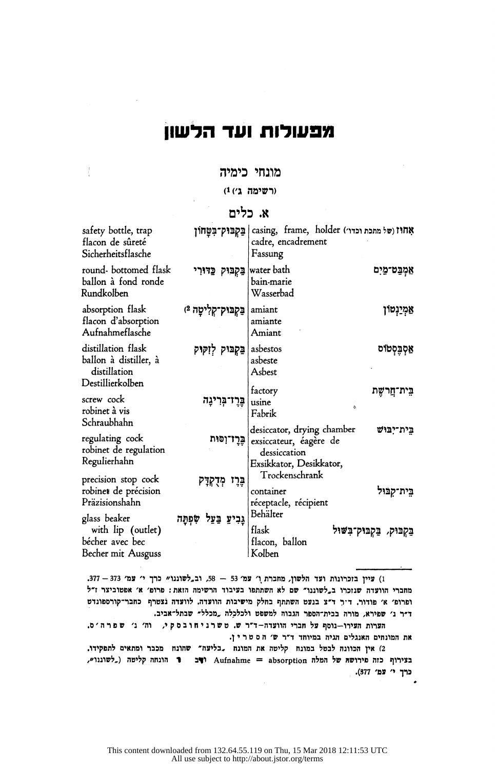# מפעולות ועד הלשון

## מונחי כימיה

(רשימה ג׳) [1]

### א. כלים

| עברית | English / Français / Deutsch |
|---|---|
| אָחוּז (של מתכת וכדו׳) | casing, frame, holder<br>cadre, encadrement<br>Fassung |
| אַמְבַּט־מַיִם | water bath<br>bain-marie<br>Wasserbad |
| אַמְיַנְטוֹן | amiant<br>amiante<br>Amiant |
| אַסְבֶּסְטוֹס | asbestos<br>asbeste<br>Asbest |
| בֵּית־חֲרשֶׁת | factory<br>usine<br>Fabrik |
| בֵּית־יִבּוּשׁ | desiccator, drying chamber<br>exsiccateur, éagère de dessiccation<br>Exsikkator, Desikkator, Trockenschrank |
| בֵּית־קִבּוּל | container<br>réceptacle, récipient<br>Behälter |
| בַּקְבּוּק, בַּקְבּוּק־בִּשּׁוּל | flask<br>flacon, ballon<br>Kolben |
| בַּקְבּוּק־בִּטָּחוֹן | safety bottle, trap<br>flacon de sûreté<br>Sicherheitsflasche |
| בַּקְבּוּק כַּדּוּרִי | round- bottomed flask<br>ballon à fond ronde<br>Rundkolben |
| בַּקְבּוּק־קְלִיטָה [2] | absorption flask<br>flacon d'absorption<br>Aufnahmeflasche |
| בַּקְבּוּק לְזִקּוּק | distillation flask<br>ballon à distiller, à distillation<br>Destillierkolben |
| בֶּרֶז־בְּרִיגָה | screw cock<br>robinet à vis<br>Schraubhahn |
| בֶּרֶז־וִסּוּת | regulating cock<br>robinet de regulation<br>Regulierhahn |
| בֶּרֶז מְדֻקְדָּק | precision stop cock<br>robinet de précision<br>Präzisionshahn |
| גָּבִיעַ בַּעַל שְׂפָתָה | glass beaker with lip (outlet)<br>bécher avec bec<br>Becher mit Ausguss |

---

1) עיין בזכרונות ועד הלשון, מחברת ו׳ עמ׳ 53 — 58, וב„לשוננו" כרך י׳ עמ׳ 373 — 377. מחברי הוועדה שנזכרו ב„לשוננו" שם לא השתתפו בעיבוד הרשימה הזאת: פרופ׳ א׳ אפטוביצר ז"ל ופרופ׳ א׳ פודור. ד"ר ד"צ בנעט השתתף בחלק מישיבות הוועדה. לוועדה נצטרף כחבר־קורספונדט ד"ר נ׳ שפירא, מורה בבית־הספר הגבוה למשפט ולכלכלה „מכלל" שבתל־אביב.
הערות העירו—נוסף על חברי הוועדה—ד"ר ש. טשרניחובסקי, וה׳ נ׳ שפרה׳ס. את המונחים האנגלים הגיה במיוחד ד"ר ש׳ הסטרין.

2) אין הכוונה לבטל במונח קליטה את המונח „בליעה" שהונח מכבר ומתאים לתפקידו. בצירוף כזה פירושה של המלה absorption = Aufnahme ועיב הונחה קליטה („לשוננו", כרך י׳ עמ׳ 377).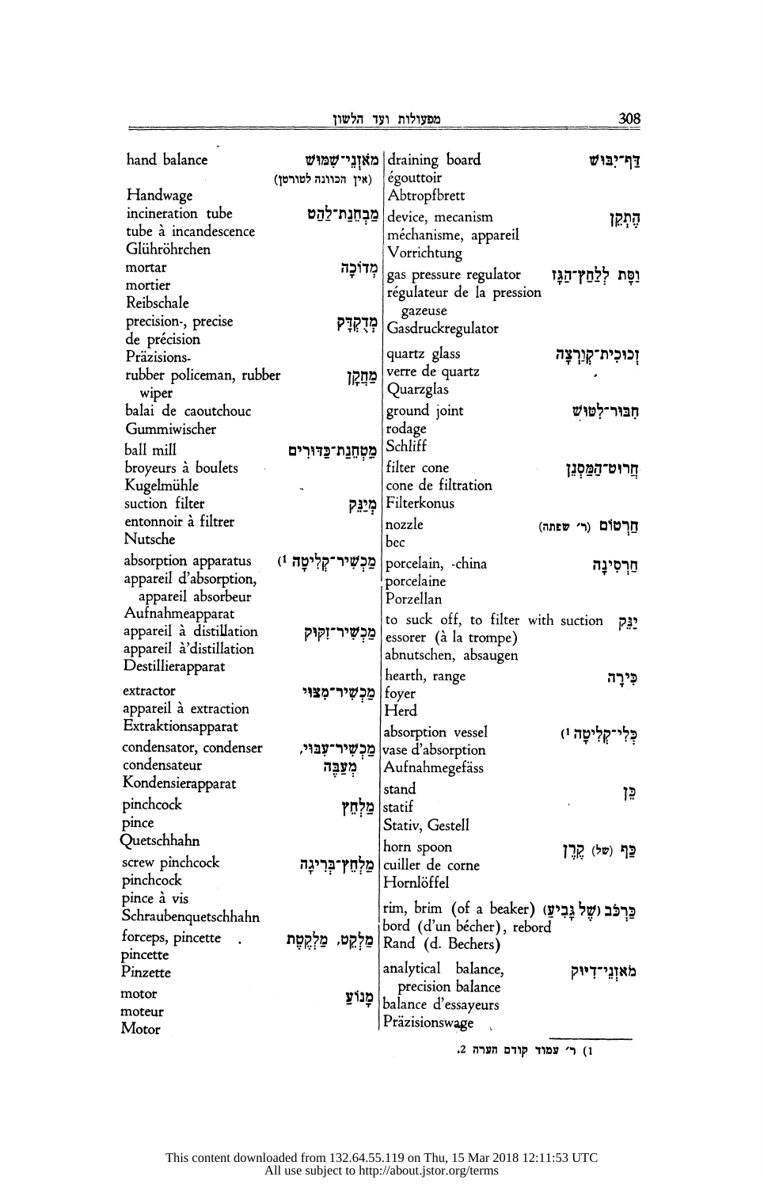hand balance — מֹאזְנֵי־שִׁמּוּשׁ
(אין הכוונה לטורטן)
Handwage

incineration tube — מַבְחֵנַת־לַהַט
tube à incandescence
Glühröhrchen

mortar — מְדוֹכָה
mortier
Reibschale

precision-, precise — מְדֻקְדָּק
de précision
Präzisions-

rubber policeman, rubber wiper — מַחֲקָן
balai de caoutchouc
Gummiwischer

ball mill — מַטְחֵנַת־כַּדּוּרִים
broyeurs à boulets
Kugelmühle

suction filter — מֵינֵק
entonnoir à filtrer
Nutsche

absorption apparatus — מַכְשִׁיר־קְלִיטָה [1]
appareil d'absorption, appareil absorbeur
Aufnahmeapparat

appareil à distillation — מַכְשִׁיר־זִקּוּק
appareil à'distillation
Destillierapparat

extractor — מַכְשִׁיר־מִצּוּי
appareil à extraction
Extraktionsapparat

condensator, condenser — מַכְשִׁיר־עִבּוּי, מְעַבֶּה
condensateur
Kondensierapparat

pinchcock — מַלְחֵץ
pince
Quetschhahn

screw pinchcock — מַלְחֵץ־בְּרִיגָה
pinchcock
pince à vis
Schraubenquetschhahn

forceps, pincette — מַלְקֵט, מַלְקֶטֶת
pincette
Pinzette

motor — מָנוֹעַ
moteur
Motor

draining board — דַּף־יִבּוּשׁ
égouttoir
Abtropfbrett

device, mecanism — הֶתְקֵן
méchanisme, appareil
Vorrichtung

gas pressure regulator — וַסַּת לְלַחַץ־הַגָּז
régulateur de la pression gazeuse
Gasdruckregulator

quartz glass — זְכוּכִית־קְוַרְצָה
verre de quartz
Quarzglas

ground joint — חִבּוּר־לְטוּשׁ
rodage
Schliff

filter cone — חֲרוּט־הַמְּסַנֵּן
cone de filtration
Filterkonus

nozzle — חַרְטוֹם (ר' שפתה)
bec

porcelain, -china — חַרְסִינָה
porcelaine
Porzellan

to suck off, to filter with suction — יַנֵּק
essorer (à la trompe)
abnutschen, absaugen

hearth, range — כִּירָה
foyer
Herd

absorption vessel — כְּלִי־קְלִיטָה [1]
vase d'absorption
Aufnahmegefäss

stand — כֵּן
statif
Stativ, Gestell

horn spoon — כַּף (של) קֶרֶן
cuiller de corne
Hornlöffel

rim, brim (of a beaker) — כַּרְכֹּב (שֶׁל גָּבִיעַ)
bord (d'un bécher), rebord
Rand (d. Bechers)

analytical balance, precision balance — מֹאזְנֵי־דִיּוּק
balance d'essayeurs
Präzisionswage

---

1) ר' עמוד קודם הערה 2.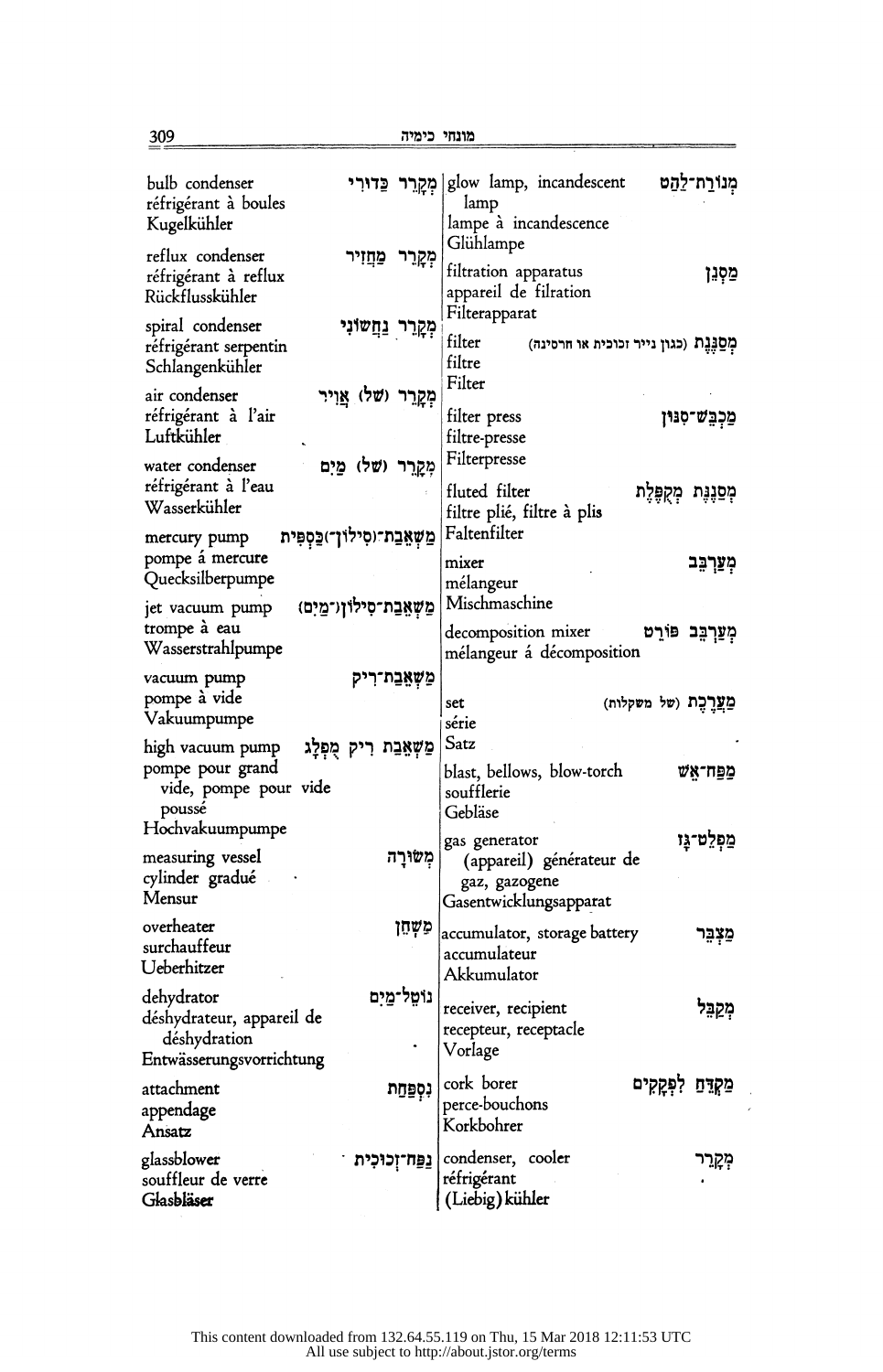bulb condenser — מְקָרֵר כַּדּוּרִי
réfrigérant à boules
Kugelkühler

reflux condenser — מְקָרֵר מַחֲזִיר
réfrigérant à reflux
Rückflusskühler

spiral condenser — מְקָרֵר נַחְשׁוֹנִי
réfrigérant serpentin
Schlangenkühler

air condenser — מְקָרֵר (שֶׁל) אֲוִיר
réfrigérant à l'air
Luftkühler

water condenser — מְקָרֵר (שֶׁל) מַיִם
réfrigérant à l'eau
Wasserkühler

mercury pump — מַשְׁאֵבַת־(סִילוֹן־)כַּסְפִּית
pompe á mercure
Quecksilberpumpe

jet vacuum pump — מַשְׁאֵבַת־סִילוֹן(־מַיִם)
trompe à eau
Wasserstrahlpumpe

vacuum pump — מַשְׁאֵבַת־רִיק
pompe à vide
Vakuumpumpe

high vacuum pump — מַשְׁאֵבַת רִיק מֻפְלָג
pompe pour grand vide, pompe pour vide poussé
Hochvakuumpumpe

measuring vessel — מְשׂוּרָה
cylinder gradué
Mensur

overheater — מַשְׁחֵן
surchauffeur
Ueberhitzer

dehydrator — נוֹטֵל־מַיִם
déshydrateur, appareil de déshydration
Entwässerungsvorrichtung

attachment — נִסְפַּחַת
appendage
Ansatz

glassblower — נַפַּח־זְכוּכִית
souffleur de verre
Glasbläser

glow lamp, incandescent lamp — מְנוֹרַת־לַהַט
lampe à incandescence
Glühlampe

filtration apparatus — מַסְנֵן
appareil de filration
Filterapparat

filter — מְסַנֶּנֶת (כגון נייר זכוכית או חרסינה)
filtre
Filter

filter press — מַכְבֵּשׁ־סִנּוּן
filtre-presse
Filterpresse

fluted filter — מְסַנֶּנֶת מְקֻפֶּלֶת
filtre plié, filtre à plis
Faltenfilter

mixer — מְעַרְבֵּב
mélangeur
Mischmaschine

decomposition mixer — מְעַרְבֵּב פּוֹרֵט
mélangeur á décomposition

set — מַעֲרֶכֶת (של משקלות)
série
Satz

blast, bellows, blow-torch — מַפֻּחַ־אֵשׁ
soufflerie
Gebläse

gas generator — מַפְלֵט־גַּז
(appareil) générateur de gaz, gazogene
Gasentwicklungsapparat

accumulator, storage battery — מַצְבֵּר
accumulateur
Akkumulator

receiver, recipient — מְקַבֵּל
recepteur, receptacle
Vorlage

cork borer — מַקְדֵּחַ לִפְקָקִים
perce-bouchons
Korkbohrer

condenser, cooler — מְקָרֵר
réfrigérant
(Liebig) kühler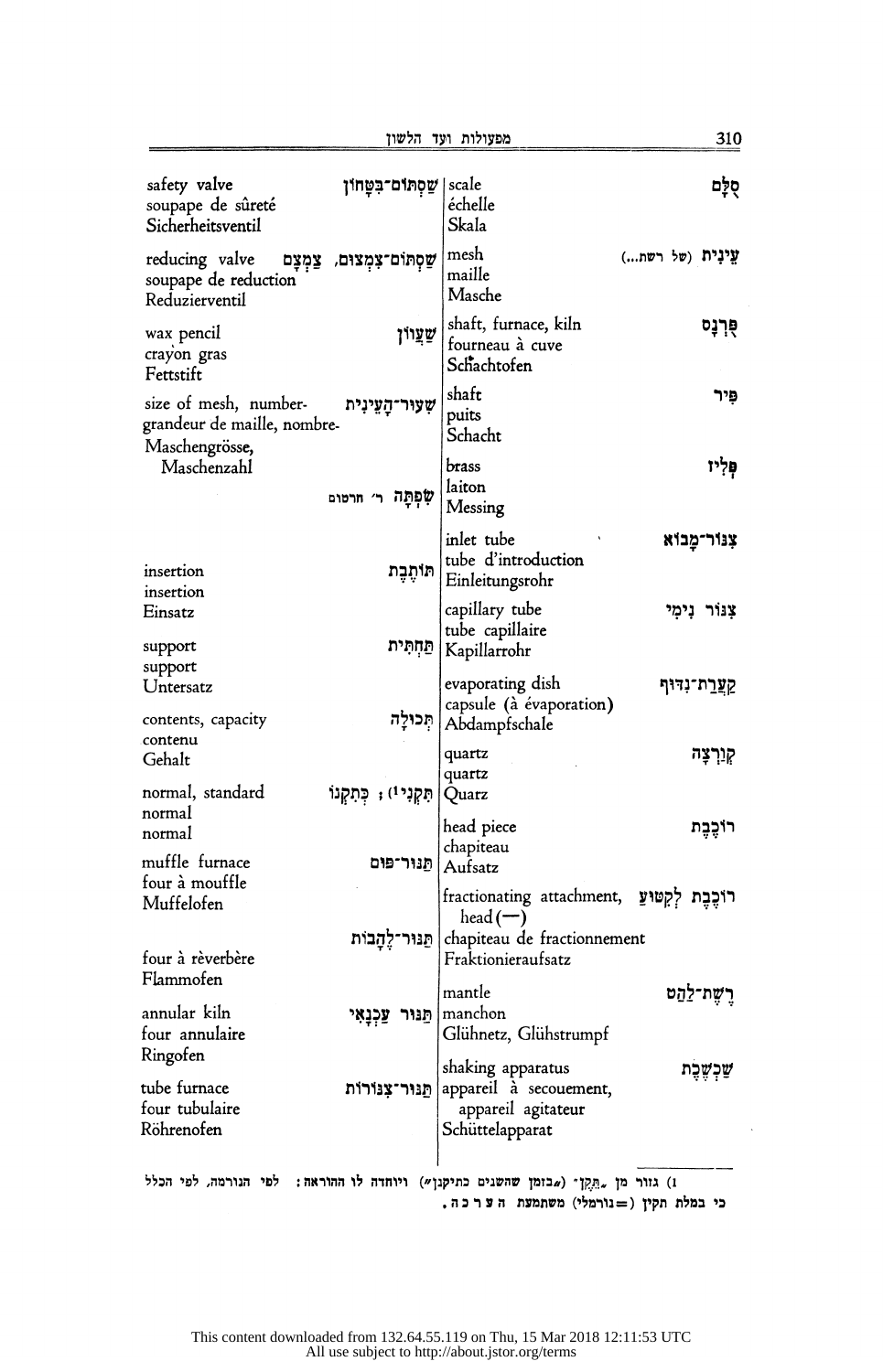| | | |
|---|---|---|
| סֻלָּם | scale<br>échelle<br>Skala | |
| עֵינִית (של רשת...) | mesh<br>maille<br>Masche | |
| פֻּרְנָס | shaft, furnace, kiln<br>fourneau à cuve<br>Schachtofen | |
| פִּיר | shaft<br>puits<br>Schacht | |
| פְּלִיז | brass<br>laiton<br>Messing | |
| צִנּוֹר־מָבוֹא | inlet tube<br>tube d'introduction<br>Einleitungsrohr | |
| צִנּוֹר נִימִי | capillary tube<br>tube capillaire<br>Kapillarrohr | |
| קְעָרַת־נִדּוּף | evaporating dish<br>capsule (à évaporation)<br>Abdampfschale | |
| קְוַרְצָה | quartz<br>quartz<br>Quarz | |
| רוֹכֶבֶת | head piece<br>chapiteau<br>Aufsatz | |
| רוֹכֶבֶת לְקִטּוּעַ | fractionating attachment, head (—)<br>chapiteau de fractionnement<br>Fraktionieraufsatz | |
| רֶשֶׁת־לַהַט | mantle<br>manchon<br>Glühnetz, Glühstrumpf | |
| שַׁכְשֶׁכֶת | shaking apparatus<br>appareil à secouement, appareil agitateur<br>Schüttelapparat | |

| | |
|---|---|
| שַׁסְתּוֹם־בִּטָּחוֹן | safety valve<br>soupape de sûreté<br>Sicherheitsventil |
| שַׁסְתּוֹם־צִמְצוּם, צַמְצָם | reducing valve<br>soupape de reduction<br>Reduzierventil |
| שַׁעֲוֹן | wax pencil<br>crayon gras<br>Fettstift |
| שִׁעוּר־הָעֵינִית | size of mesh, number-<br>grandeur de maille, nombre-<br>Maschengrösse, Maschenzahl |
| שְׂפֹתֶת ר׳ חרטום | |
| תּוֹתֶבֶת | insertion<br>insertion<br>Einsatz |
| תַּחְתִּית | support<br>support<br>Untersatz |
| תְּכוּלָה | contents, capacity<br>contenu<br>Gehalt |
| תִּקְנִי[1] ; כְּתִקְנוֹ | normal, standard<br>normal<br>normal |
| תַּנּוּר־פּוּם | muffle furnace<br>four à mouffle<br>Muffelofen |
| תַּנּוּר־לֶהָבוֹת | four à rèverbère<br>Flammofen |
| תַּנּוּר עַכְנָאִי | annular kiln<br>four annulaire<br>Ringofen |
| תַּנּוּר־צִנּוֹרוֹת | tube furnace<br>four tubulaire<br>Röhrenofen |

1) גזור מן „תֶּקֶן" („בזמן שהשנים כתיקנן") ויוחדה לו ההוראה: לפי הנורמה, לפי הכלל כי במלת תקין (=נורמלי) משתמשת הערכה.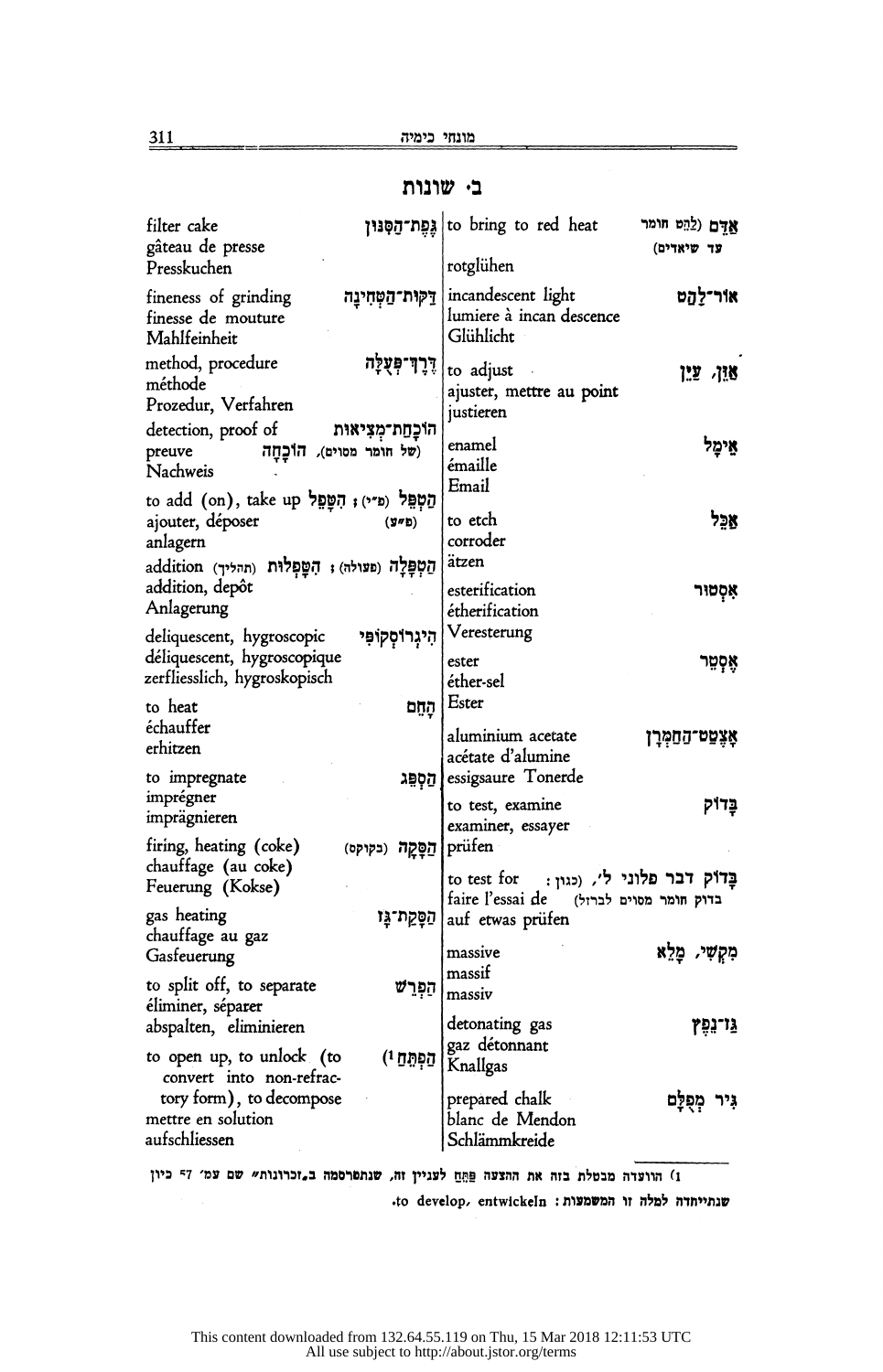## ב׳ שונות

| | English / Français / Deutsch |
|---|---|
| אָדֵם (לַהֵט חומר עד שיאדים) | to bring to red heat<br>rotglühen |
| אוֹר־לַהַט | incandescent light<br>lumiere à incan descence<br>Glühlicht |
| אַזֵּן, עַיֵּן | to adjust<br>ajuster, mettre au point<br>justieren |
| אֵימָל | enamel<br>émaille<br>Email |
| אַכֵּל | to etch<br>corroder<br>ätzen |
| אִסְטוּר | esterification<br>étherification<br>Veresterung |
| אֶסְטֵר | ester<br>éther-sel<br>Ester |
| אֲצֶטַט־הַחַמְרָן | aluminium acetate<br>acétate d'alumine<br>essigsaure Tonerde |
| בָּדוֹק | to test, examine<br>examiner, essayer<br>prüfen |
| בָּדוֹק דבר פלוני ל׳, (כגון: בדוק חומר מסוים לברזל) | to test for<br>faire l'essai de<br>auf etwas prüfen |
| מִקְשִׁי, מָלֵא | massive<br>massif<br>massiv |
| גַּז־נֶפֶץ | detonating gas<br>gaz détonnant<br>Knallgas |
| גִּיר מְפֻלָּם | prepared chalk<br>blanc de Mendon<br>Schlämmkreide |
| גֶּפֶת־הַסִּנּוּן | filter cake<br>gâteau de presse<br>Presskuchen |
| דַּקּוּת־הַטְּחִינָה | fineness of grinding<br>finesse de mouture<br>Mahlfeinheit |
| דֶּרֶךְ־פְּעֻלָּה | method, procedure<br>méthode<br>Prozedur, Verfahren |
| הוֹכָחַת־מְצִיאוּת (של חומר מסוים), הוֹכָחָה | detection, proof of<br>preuve<br>Nachweis |
| הַטְפֵּל (פ״י); הִטַּפֵּל (פ״ע) | to add (on), take up<br>ajouter, déposer<br>anlagern |
| הַטְפָּלָה (פעולה); הִטַּפְּלוּת (תהליך) | addition<br>addition, depôt<br>Anlagerung |
| הִיגְרוֹסְקוֹפִּי | deliquescent, hygroscopic<br>déliquescent, hygroscopique<br>zerfliesslich, hygroskopisch |
| הָחֵם | to heat<br>échauffer<br>erhitzen |
| הַסְפֵּג | to impregnate<br>imprégner<br>imprägnieren |
| הַסָּקָה (בקוקס) | firing, heating (coke)<br>chauffage (au coke)<br>Feuerung (Kokse) |
| הַסָּקַת־גַּז | gas heating<br>chauffage au gaz<br>Gasfeuerung |
| הַפְרֵשׁ | to split off, to separate<br>éliminer, séparer<br>abspalten, eliminieren |
| הַפְתֵּחַ[1] | to open up, to unlock (to convert into non-refractory form), to decompose<br>mettre en solution<br>aufschliessen |

1) הוועדה מבטלת בזה את ההצעה פַּתֵּחַ לעניין זה, שנתפרסמה ב״זכרונות״ שם עמ׳ 57 כיון שנתייחדה למלה זו המשמעות: to develop, entwickeln.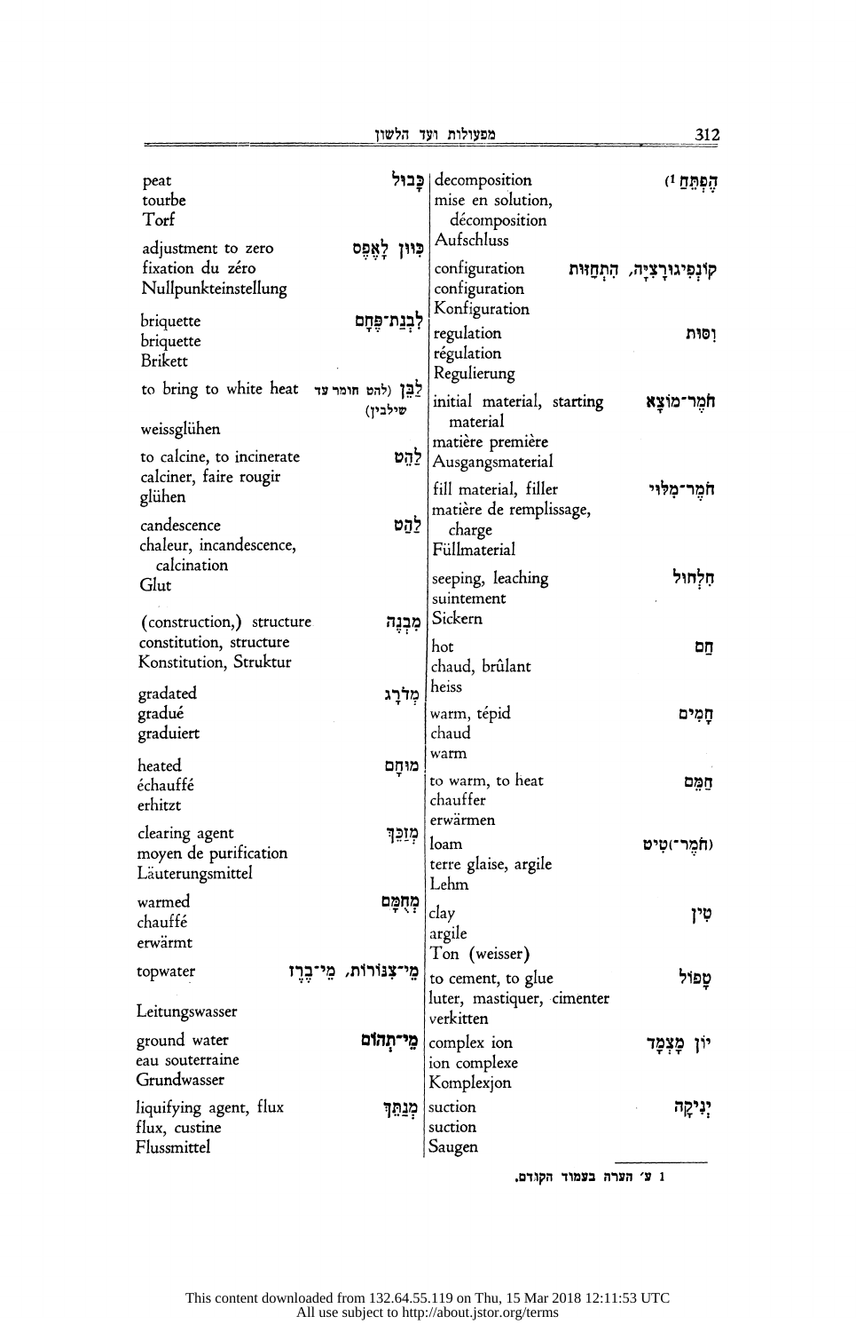| | |
|---|---|
| כָּבוּל | peat<br>tourbe<br>Torf |
| כִּוּוּן לָאֶפֶס | adjustment to zero<br>fixation du zéro<br>Nullpunkteinstellung |
| לְבֵנַת־פֶּחָם | briquette<br>briquette<br>Brikett |
| לַבֵּן (להט חומר עד שילבין) | to bring to white heat<br>weissglühen |
| לַהֵט | to calcine, to incinerate<br>calciner, faire rougir<br>glühen |
| לַהַט | candescence<br>chaleur, incandescence, calcination<br>Glut |
| מִבְנֶה | (construction,) structure<br>constitution, structure<br>Konstitution, Struktur |
| מְדֹרָג | gradated<br>gradué<br>graduiert |
| מוּחָם | heated<br>échauffé<br>erhitzt |
| מְזַכֵּךְ | clearing agent<br>moyen de purification<br>Läuterungsmittel |
| מְחֻמָּם | warmed<br>chauffé<br>erwärmt |
| מֵי־צִנּוֹרוֹת, מֵי־בֶרֶז | topwater<br>Leitungswasser |
| מֵי־תְהוֹם | ground water<br>eau souterraine<br>Grundwasser |
| מְנַתֵּךְ | liquifying agent, flux<br>flux, custine<br>Flussmittel |
| הֶפְתֵּחַ[1] | decomposition<br>mise en solution, décomposition<br>Aufschluss |
| קוֹנְפִיגוּרַצְיָה, הִתְחַוּוּת | configuration<br>configuration<br>Konfiguration |
| וִסּוּת | regulation<br>régulation<br>Regulierung |
| חֹמֶר־מוֹצָא | initial material, starting material<br>matière première<br>Ausgangsmaterial |
| חֹמֶר־מִלּוּי | fill material, filler<br>matière de remplissage, charge<br>Füllmaterial |
| חִלְחוּל | seeping, leaching<br>suintement<br>Sickern |
| חַם | hot<br>chaud, brûlant<br>heiss |
| חָמִים | warm, tépid<br>chaud<br>warm |
| חַמֵּם | to warm, to heat<br>chauffer<br>erwärmen |
| (חֹמֶר־)טִיט | loam<br>terre glaise, argile<br>Lehm |
| טִין | clay<br>argile<br>Ton (weisser) |
| טַפֵּל | to cement, to glue<br>luter, mastiquer, cimenter<br>verkitten |
| יוֹן מֻצְמָד | complex ion<br>ion complexe<br>Komplexjon |
| יְנִיקָה | suction<br>suction<br>Saugen |

[1] ע׳ הערה בעמוד הקודם.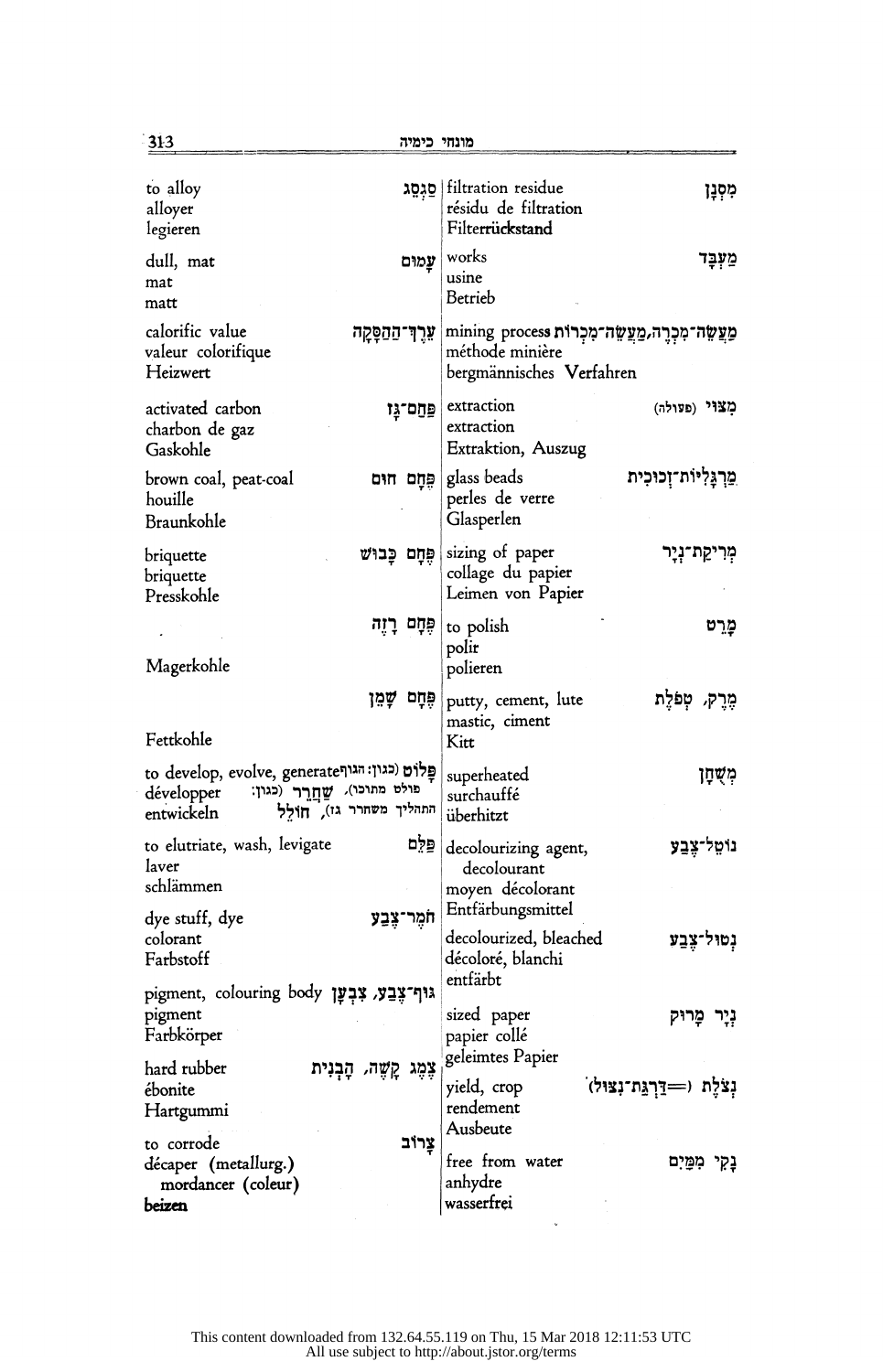| English / Français / Deutsch | עברית |
|---|---|
| to alloy<br>alloyer<br>legieren | סִגְסֵג |
| dull, mat<br>mat<br>matt | עָמוּם |
| calorific value<br>valeur colorifique<br>Heizwert | עֵרֶךְ־הַהַסָּקָה |
| activated carbon<br>charbon de gaz<br>Gaskohle | פֶּחָם־גָּז |
| brown coal, peat-coal<br>houille<br>Braunkohle | פֶּחָם חוּם |
| briquette<br>briquette<br>Presskohle | פֶּחָם כָּבוּשׁ |
| Magerkohle | פֶּחָם רָזֶה |
| Fettkohle | פֶּחָם שָׁמֵן |
| to develop, evolve, generate<br>développer<br>entwickeln | פָּלוֹט (כגון: הגוף פולט מתוכו), שַׁחְרֵר (כגון: התהליך משחרר גז), חוֹלֵל |
| to elutriate, wash, levigate<br>laver<br>schlämmen | פַּלֵּם |
| dye stuff, dye<br>colorant<br>Farbstoff | חֹמֶר־צֶבַע |
| pigment, colouring body<br>pigment<br>Farbkörper | גּוּף־צֶבַע, צִבְעָן |
| hard rubber<br>ébonite<br>Hartgummi | צֶמֶג קָשֶׁה, הָבְנִית |
| to corrode<br>décaper (metallurg.)<br>mordancer (coleur)<br>**beizen** | צָרוֹב |
| filtration residue<br>résidu de filtration<br>Filterrückstand | מִסְנָן |
| works<br>usine<br>Betrieb | מַעְבָּד |
| mining process<br>méthode minière<br>bergmännisches Verfahren | מַעֲשֵׂה־מִכְרֶה, מַעֲשֵׂה־מִכְרוֹת |
| extraction<br>extraction<br>Extraktion, Auszug | מִצּוּי (פעולה) |
| glass beads<br>perles de verre<br>Glasperlen | מַרְגָּלִיּוֹת־זְכוּכִית |
| sizing of paper<br>collage du papier<br>Leimen von Papier | מְרִיקַת־נְיָר |
| to polish<br>polir<br>polieren | מָרַט |
| putty, cement, lute<br>mastic, ciment<br>Kitt | מֶרֶק, טְפֹלֶת |
| superheated<br>surchauffé<br>überhitzt | מְשֻׁחָן |
| decolourizing agent,<br>decolourant<br>moyen décolorant<br>Entfärbungsmittel | נוֹטֵל־צֶבַע |
| decolourized, bleached<br>décoloré, blanchi<br>entfärbt | נְטוּל־צֶבַע |
| sized paper<br>papier collé<br>geleimtes Papier | נְיָר מָרוּק |
| yield, crop<br>rendement<br>Ausbeute | נִצֹּלֶת (=דַּרְגַּת־נִצּוּל) |
| free from water<br>anhydre<br>wasserfrei | נְקִי מִמַּיִם |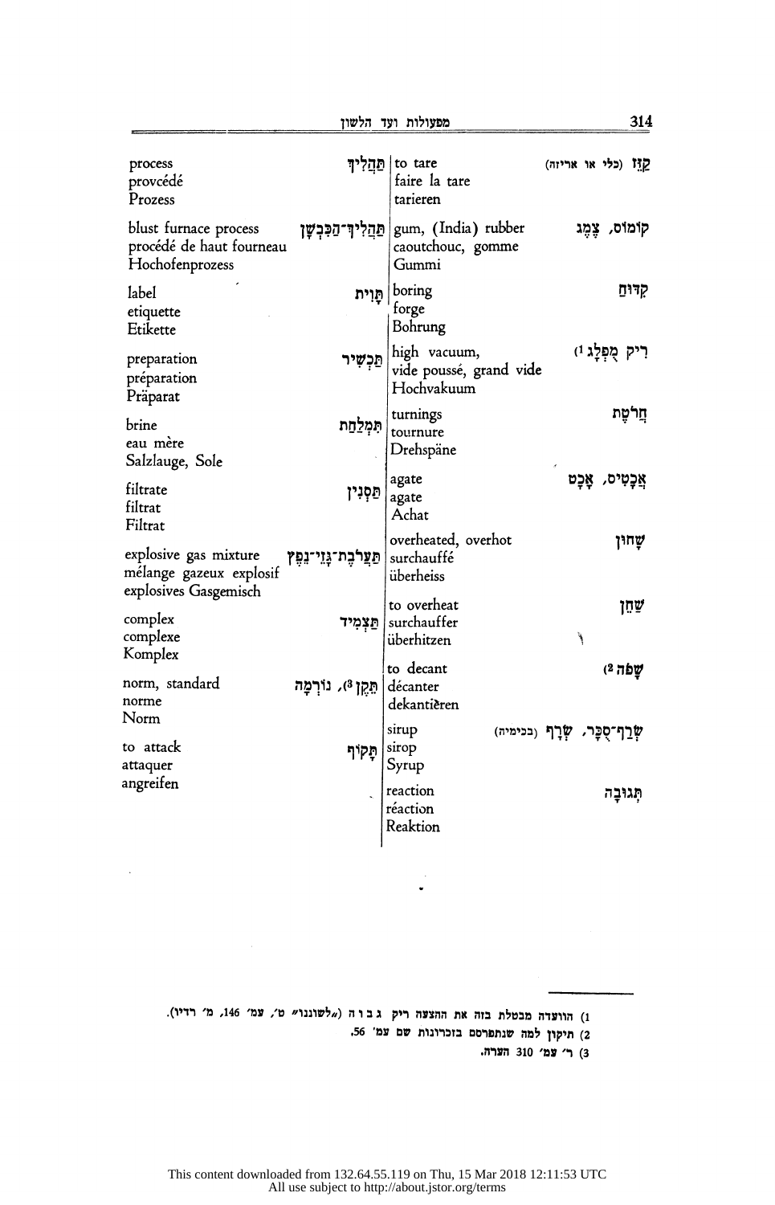| | |
|---|---|
| קָזֶז (כלי או אריזה) | to tare<br>faire la tare<br>tarieren |
| קוֹמוֹס, צֶמֶג | gum, (India) rubber<br>caoutchouc, gomme<br>Gummi |
| קִדּוּחַ | boring<br>forge<br>Bohrung |
| רִיק מֻפְלָג [1] | high vacuum,<br>vide poussé, grand vide<br>Hochvakuum |
| חֲרֹטֶת | turnings<br>tournure<br>Drehspäne |
| אֲכָטִיס, אָכָט | agate<br>agate<br>Achat |
| שָׁחוּן | overheated, overhot<br>surchauffé<br>überheiss |
| שַׁחֵן | to overheat<br>surchauffer<br>überhitzen |
| שָׁפֹה [2] | to decant<br>décanter<br>dekantiëren |
| שְׁרַף־סֻכָּר, שֶׁרֶף (בכימיה) | sirup<br>sirop<br>Syrup |
| תְּגוּבָה | reaction<br>réaction<br>Reaktion |
| תַּהֲלִיךְ | process<br>provcédé<br>Prozess |
| תַּהֲלִיךְ־הַכִּבְשָׁן | blust furnace process<br>procédé de haut fourneau<br>Hochofenprozess |
| תָּוִית | label<br>etiquette<br>Etikette |
| תַּכְשִׁיר | preparation<br>préparation<br>Präparat |
| תִּמְלַחַת | brine<br>eau mère<br>Salzlauge, Sole |
| תַּסְנִין | filtrate<br>filtrat<br>Filtrat |
| תַּעֲרֹבֶת־גָּזֵי־נֶפֶץ | explosive gas mixture<br>mélange gazeux explosif<br>explosives Gasgemisch |
| תַּצְמִיד | complex<br>complexe<br>Komplex |
| תֶּקֶן [3], נוֹרְמָה | norm, standard<br>norme<br>Norm |
| תָּקוֹף | to attack<br>attaquer<br>angreifen |

1) הוועדה מבטלת בזה את ההצעה ריק גבוה („לשוננו" ט', עמ' 146, מ' רדיו).

2) תיקון למה שנתפרסם בזכרונות שם עמ' 56.

3) ר' עמ' 310 הערה.